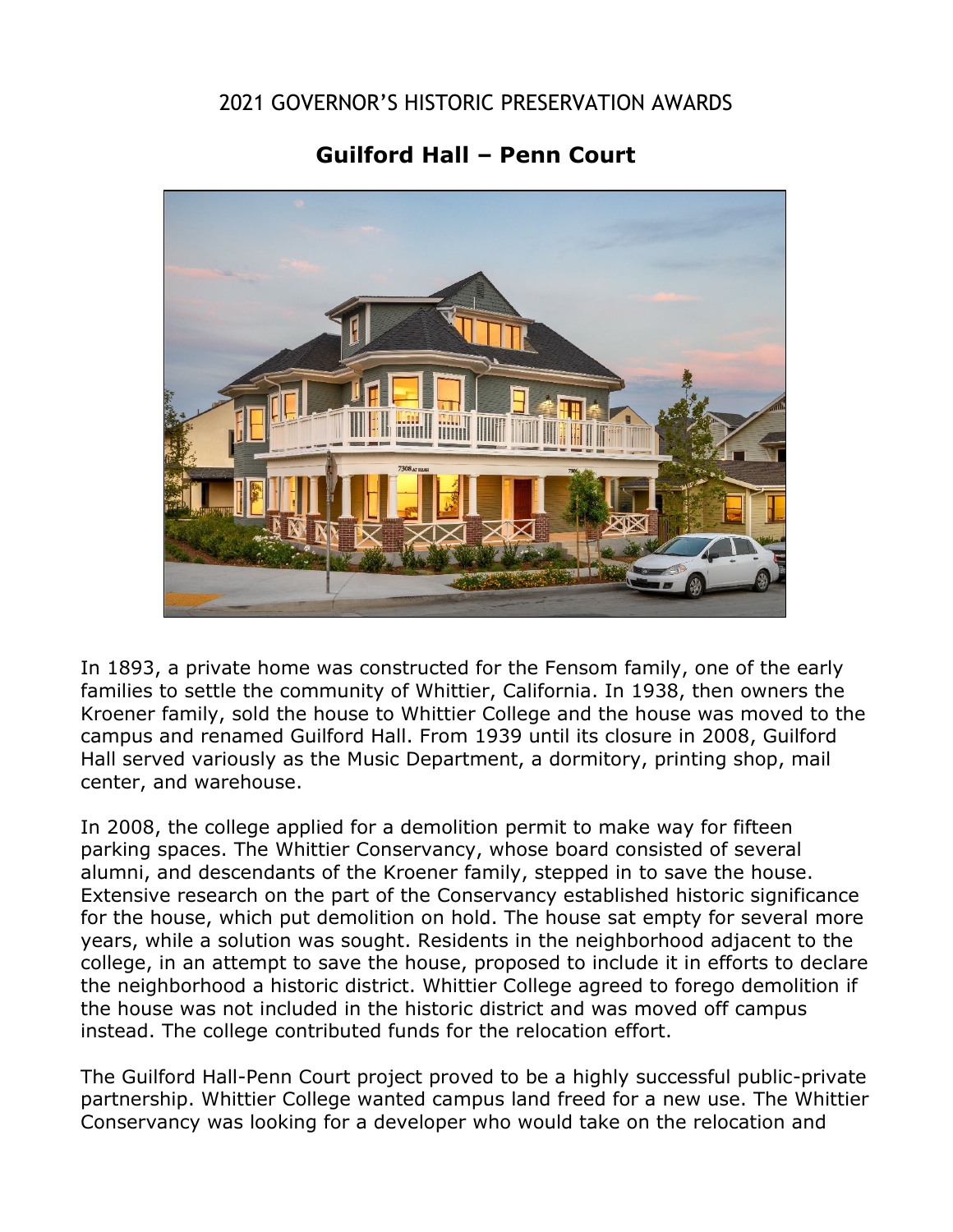2021 GOVERNOR'S HISTORIC PRESERVATION AWARDS

# Guilford Hall – Penn Court

In 1893, a private home was constructed for the Fensom family, one of the early families to settle the community of Whittier, California. In 1938, then owners the Kroener family, sold the house to Whittier College and the house was moved to the campus and renamed Guilford Hall. From 1939 until its closure in 2008, Guilford Hall served variously as the Music Department, a dormitory, printing shop, mail center, and warehouse.

In 2008, the college applied for a demolition permit to make way for fifteen parking spaces. The Whittier Conservancy, whose board consisted of several alumni, and descendants of the Kroener family, stepped in to save the house. Extensive research on the part of the Conservancy established historic significance for the house, which put demolition on hold. The house sat empty for several more years, while a solution was sought. Residents in the neighborhood adjacent to the college, in an attempt to save the house, proposed to include it in efforts to declare the neighborhood a historic district. Whittier College agreed to forego demolition if the house was not included in the historic district and was moved off campus instead. The college contributed funds for the relocation effort.

The Guilford Hall-Penn Court project proved to be a highly successful public-private partnership. Whittier College wanted campus land freed for a new use. The Whittier Conservancy was looking for a developer who would take on the relocation and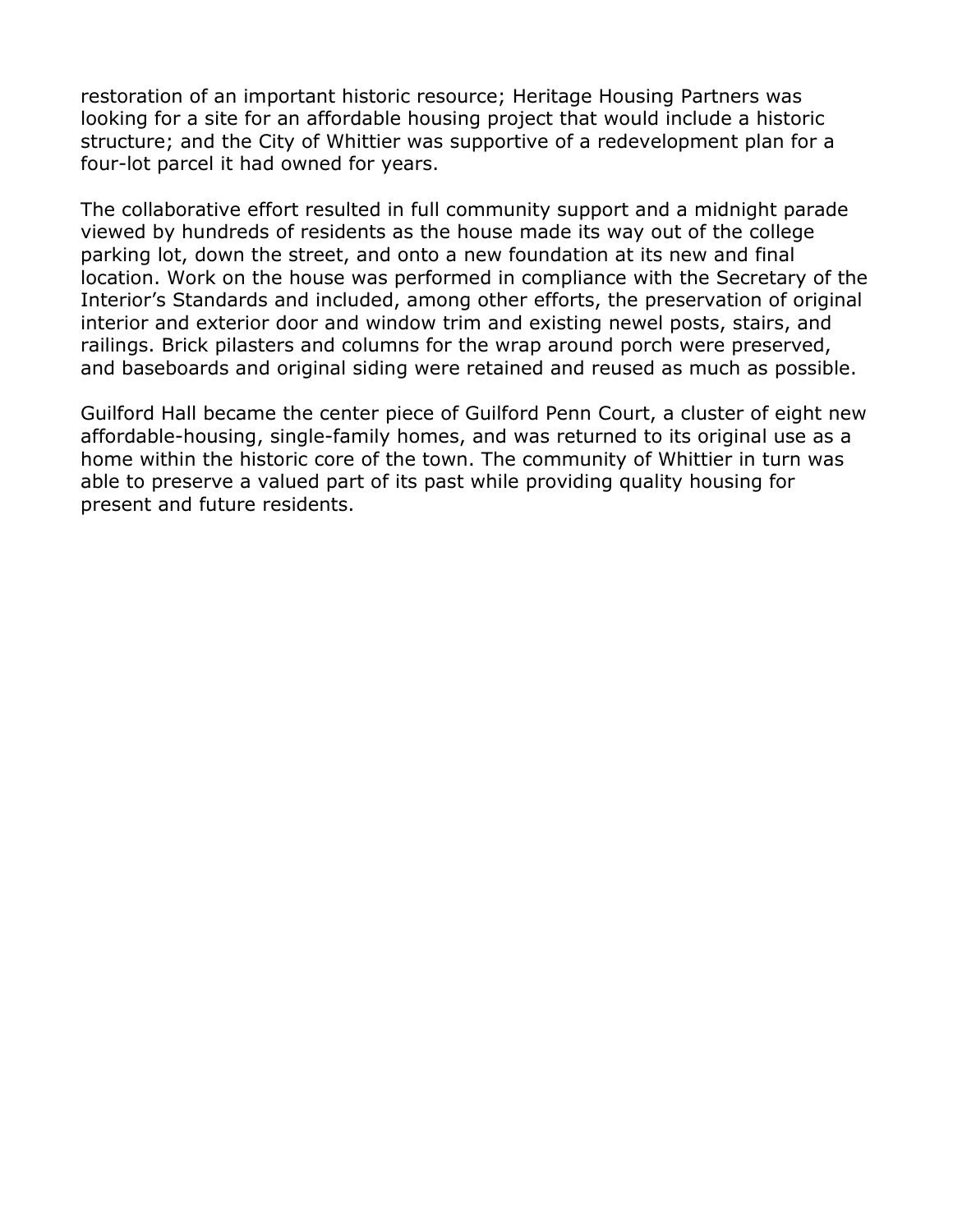restoration of an important historic resource; Heritage Housing Partners was looking for a site for an affordable housing project that would include a historic structure; and the City of Whittier was supportive of a redevelopment plan for a four-lot parcel it had owned for years.

The collaborative effort resulted in full community support and a midnight parade viewed by hundreds of residents as the house made its way out of the college parking lot, down the street, and onto a new foundation at its new and final location. Work on the house was performed in compliance with the Secretary of the Interior's Standards and included, among other efforts, the preservation of original interior and exterior door and window trim and existing newel posts, stairs, and railings. Brick pilasters and columns for the wrap around porch were preserved, and baseboards and original siding were retained and reused as much as possible.

Guilford Hall became the center piece of Guilford Penn Court, a cluster of eight new affordable-housing, single-family homes, and was returned to its original use as a home within the historic core of the town. The community of Whittier in turn was able to preserve a valued part of its past while providing quality housing for present and future residents.